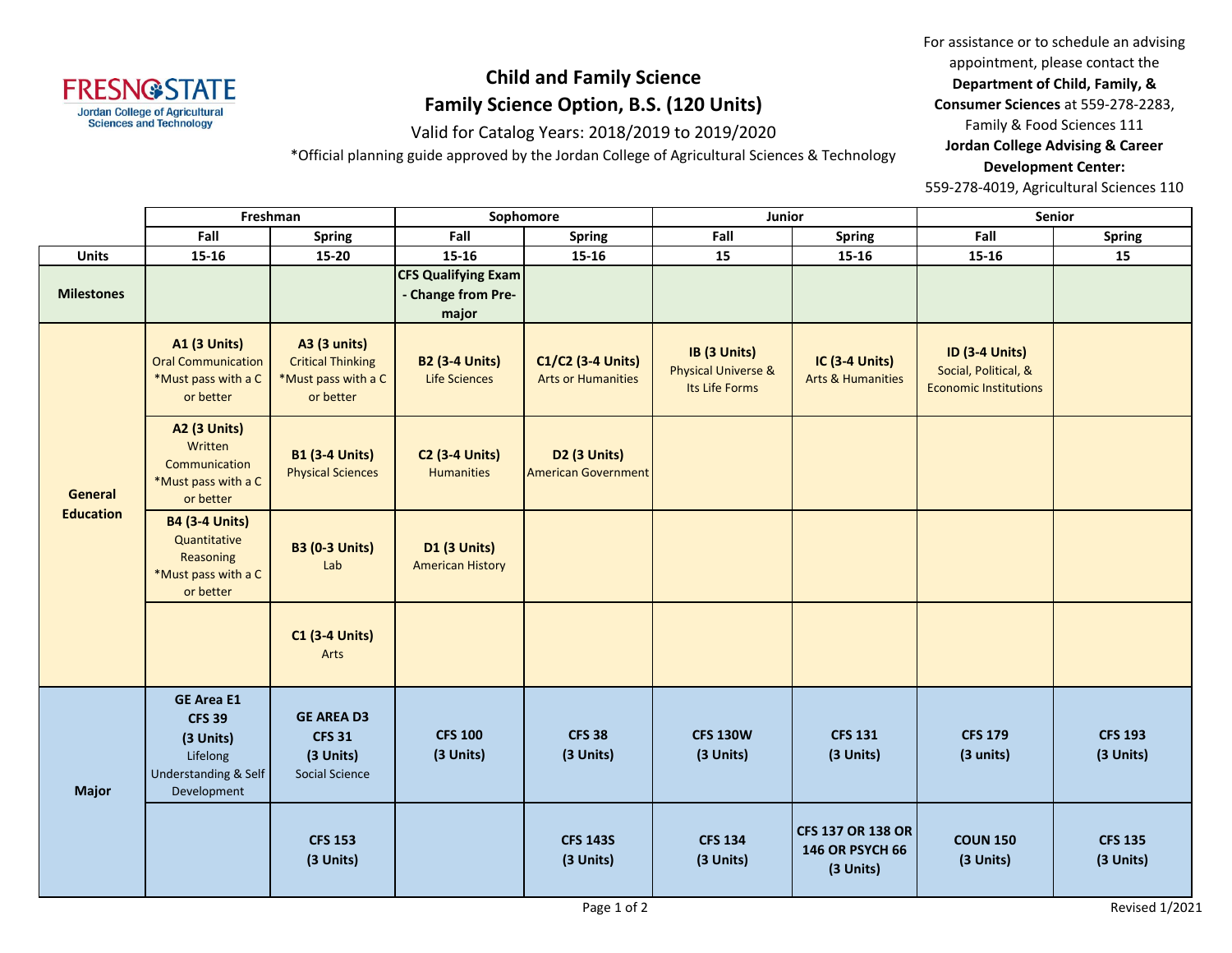FRESNO STATE
Jordan College of Agricultural Sciences and Technology

# Child and Family Science
## Family Science Option, B.S. (120 Units)

Valid for Catalog Years: 2018/2019 to 2019/2020

*Official planning guide approved by the Jordan College of Agricultural Sciences & Technology

For assistance or to schedule an advising appointment, please contact the **Department of Child, Family, & Consumer Sciences** at 559-278-2283, Family & Food Sciences 111
**Jordan College Advising & Career Development Center:** 559-278-4019, Agricultural Sciences 110

| | Freshman | | Sophomore | | Junior | | Senior | |
|---|---|---|---|---|---|---|---|---|
| | Fall | Spring | Fall | Spring | Fall | Spring | Fall | Spring |
| **Units** | 15-16 | 15-20 | 15-16 | 15-16 | 15 | 15-16 | 15-16 | 15 |
| **Milestones** | | | **CFS Qualifying Exam - Change from Pre-major** | | | | | |
| **General Education** | **A1 (3 Units)** Oral Communication *Must pass with a C or better | **A3 (3 units)** Critical Thinking *Must pass with a C or better | **B2 (3-4 Units)** Life Sciences | **C1/C2 (3-4 Units)** Arts or Humanities | **IB (3 Units)** Physical Universe & Its Life Forms | **IC (3-4 Units)** Arts & Humanities | **ID (3-4 Units)** Social, Political, & Economic Institutions | |
| | **A2 (3 Units)** Written Communication *Must pass with a C or better | **B1 (3-4 Units)** Physical Sciences | **C2 (3-4 Units)** Humanities | **D2 (3 Units)** American Government | | | | |
| | **B4 (3-4 Units)** Quantitative Reasoning *Must pass with a C or better | **B3 (0-3 Units)** Lab | **D1 (3 Units)** American History | | | | | |
| | | **C1 (3-4 Units)** Arts | | | | | | |
| **Major** | **GE Area E1 CFS 39 (3 Units)** Lifelong Understanding & Self Development | **GE AREA D3 CFS 31 (3 Units)** Social Science | **CFS 100 (3 Units)** | **CFS 38 (3 Units)** | **CFS 130W (3 Units)** | **CFS 131 (3 Units)** | **CFS 179 (3 units)** | **CFS 193 (3 Units)** |
| | | **CFS 153 (3 Units)** | | **CFS 143S (3 Units)** | **CFS 134 (3 Units)** | **CFS 137 OR 138 OR 146 OR PSYCH 66 (3 Units)** | **COUN 150 (3 Units)** | **CFS 135 (3 Units)** |

Revised 1/2021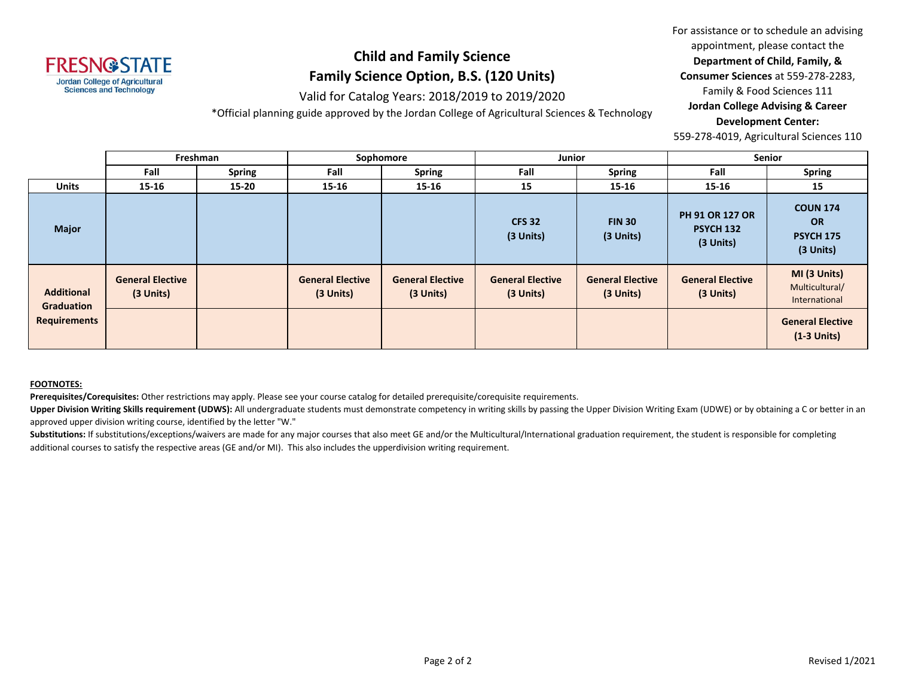**Child and Family Science**
**Family Science Option, B.S. (120 Units)**

Valid for Catalog Years: 2018/2019 to 2019/2020

*Official planning guide approved by the Jordan College of Agricultural Sciences & Technology

For assistance or to schedule an advising appointment, please contact the **Department of Child, Family, & Consumer Sciences** at 559-278-2283, Family & Food Sciences 111

**Jordan College Advising & Career Development Center:** 559-278-4019, Agricultural Sciences 110

| | Freshman | | Sophomore | | Junior | | Senior | |
|---|---|---|---|---|---|---|---|---|
| | **Fall** | **Spring** | **Fall** | **Spring** | **Fall** | **Spring** | **Fall** | **Spring** |
| **Units** | **15-16** | **15-20** | **15-16** | **15-16** | **15** | **15-16** | **15-16** | **15** |
| **Major** | | | | | **CFS 32 (3 Units)** | **FIN 30 (3 Units)** | **PH 91 OR 127 OR PSYCH 132 (3 Units)** | **COUN 174 OR PSYCH 175 (3 Units)** |
| **Additional Graduation Requirements** | **General Elective (3 Units)** | | **General Elective (3 Units)** | **General Elective (3 Units)** | **General Elective (3 Units)** | **General Elective (3 Units)** | **General Elective (3 Units)** | **MI (3 Units)** Multicultural/ International |
| | | | | | | | | **General Elective (1-3 Units)** |

**FOOTNOTES:**

**Prerequisites/Corequisites:** Other restrictions may apply. Please see your course catalog for detailed prerequisite/corequisite requirements.

**Upper Division Writing Skills requirement (UDWS):** All undergraduate students must demonstrate competency in writing skills by passing the Upper Division Writing Exam (UDWE) or by obtaining a C or better in an approved upper division writing course, identified by the letter "W."

**Substitutions:** If substitutions/exceptions/waivers are made for any major courses that also meet GE and/or the Multicultural/International graduation requirement, the student is responsible for completing additional courses to satisfy the respective areas (GE and/or MI). This also includes the upperdivision writing requirement.

Revised 1/2021